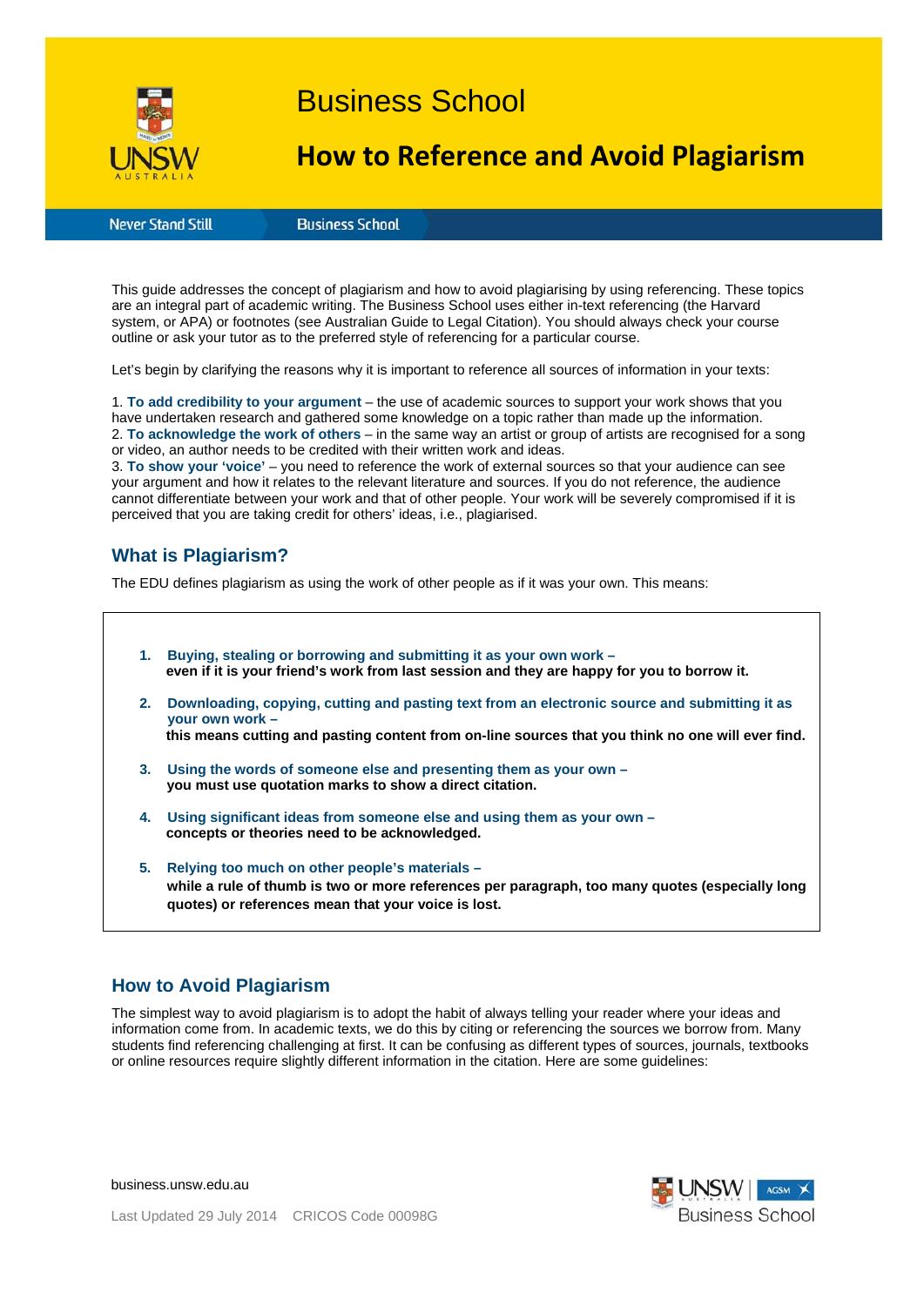# Business School

# How to Reference and Avoid Plagiarism

Never Stand Still | Business School

This guide addresses the concept of plagiarism and how to avoid plagiarising by using referencing. These topics are an integral part of academic writing. The Business School uses either in-text referencing (the Harvard system, or APA) or footnotes (see Australian Guide to Legal Citation). You should always check your course outline or ask your tutor as to the preferred style of referencing for a particular course.

Let's begin by clarifying the reasons why it is important to reference all sources of information in your texts:

1. **To add credibility to your argument** – the use of academic sources to support your work shows that you have undertaken research and gathered some knowledge on a topic rather than made up the information.
2. **To acknowledge the work of others** – in the same way an artist or group of artists are recognised for a song or video, an author needs to be credited with their written work and ideas.
3. **To show your 'voice'** – you need to reference the work of external sources so that your audience can see your argument and how it relates to the relevant literature and sources. If you do not reference, the audience cannot differentiate between your work and that of other people. Your work will be severely compromised if it is perceived that you are taking credit for others' ideas, i.e., plagiarised.

## What is Plagiarism?

The EDU defines plagiarism as using the work of other people as if it was your own. This means:

1. **Buying, stealing or borrowing and submitting it as your own work –**
   **even if it is your friend's work from last session and they are happy for you to borrow it.**
2. **Downloading, copying, cutting and pasting text from an electronic source and submitting it as your own work –**
   **this means cutting and pasting content from on-line sources that you think no one will ever find.**
3. **Using the words of someone else and presenting them as your own –**
   **you must use quotation marks to show a direct citation.**
4. **Using significant ideas from someone else and using them as your own –**
   **concepts or theories need to be acknowledged.**
5. **Relying too much on other people's materials –**
   **while a rule of thumb is two or more references per paragraph, too many quotes (especially long quotes) or references mean that your voice is lost.**

## How to Avoid Plagiarism

The simplest way to avoid plagiarism is to adopt the habit of always telling your reader where your ideas and information come from. In academic texts, we do this by citing or referencing the sources we borrow from. Many students find referencing challenging at first. It can be confusing as different types of sources, journals, textbooks or online resources require slightly different information in the citation. Here are some guidelines:

business.unsw.edu.au

Last Updated 29 July 2014 CRICOS Code 00098G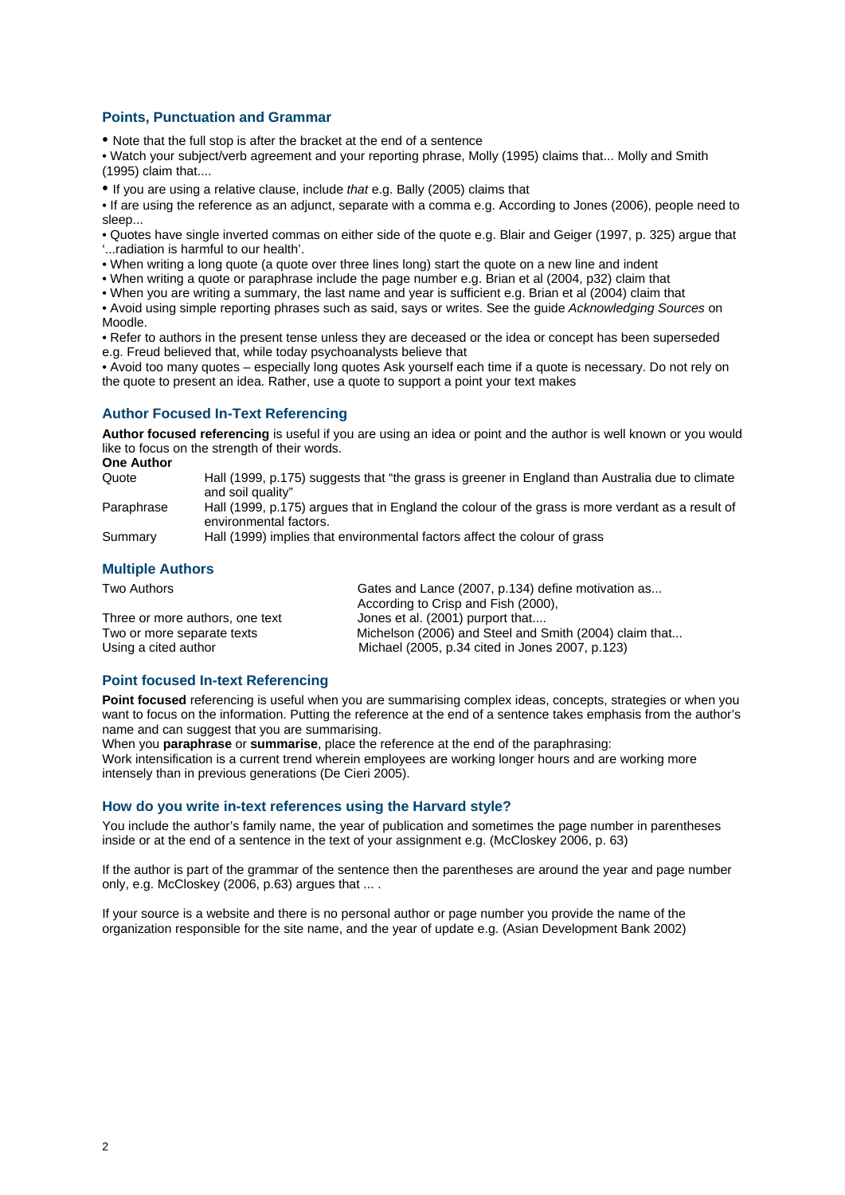## Points, Punctuation and Grammar

- Note that the full stop is after the bracket at the end of a sentence
- Watch your subject/verb agreement and your reporting phrase, Molly (1995) claims that... Molly and Smith (1995) claim that....
- If you are using a relative clause, include *that* e.g. Bally (2005) claims that
- If are using the reference as an adjunct, separate with a comma e.g. According to Jones (2006), people need to sleep...
- Quotes have single inverted commas on either side of the quote e.g. Blair and Geiger (1997, p. 325) argue that '...radiation is harmful to our health'.
- When writing a long quote (a quote over three lines long) start the quote on a new line and indent
- When writing a quote or paraphrase include the page number e.g. Brian et al (2004, p32) claim that
- When you are writing a summary, the last name and year is sufficient e.g. Brian et al (2004) claim that
- Avoid using simple reporting phrases such as said, says or writes. See the guide *Acknowledging Sources* on Moodle.
- Refer to authors in the present tense unless they are deceased or the idea or concept has been superseded e.g. Freud believed that, while today psychoanalysts believe that
- Avoid too many quotes – especially long quotes Ask yourself each time if a quote is necessary. Do not rely on the quote to present an idea. Rather, use a quote to support a point your text makes

## Author Focused In-Text Referencing

**Author focused referencing** is useful if you are using an idea or point and the author is well known or you would like to focus on the strength of their words.

**One Author**

| | |
|---|---|
| Quote | Hall (1999, p.175) suggests that "the grass is greener in England than Australia due to climate and soil quality" |
| Paraphrase | Hall (1999, p.175) argues that in England the colour of the grass is more verdant as a result of environmental factors. |
| Summary | Hall (1999) implies that environmental factors affect the colour of grass |

## Multiple Authors

| | |
|---|---|
| Two Authors | Gates and Lance (2007, p.134) define motivation as... According to Crisp and Fish (2000), |
| Three or more authors, one text | Jones et al. (2001) purport that.... |
| Two or more separate texts | Michelson (2006) and Steel and Smith (2004) claim that... |
| Using a cited author | Michael (2005, p.34 cited in Jones 2007, p.123) |

## Point focused In-text Referencing

**Point focused** referencing is useful when you are summarising complex ideas, concepts, strategies or when you want to focus on the information. Putting the reference at the end of a sentence takes emphasis from the author's name and can suggest that you are summarising.

When you **paraphrase** or **summarise**, place the reference at the end of the paraphrasing:

Work intensification is a current trend wherein employees are working longer hours and are working more intensely than in previous generations (De Cieri 2005).

## How do you write in-text references using the Harvard style?

You include the author's family name, the year of publication and sometimes the page number in parentheses inside or at the end of a sentence in the text of your assignment e.g. (McCloskey 2006, p. 63)

If the author is part of the grammar of the sentence then the parentheses are around the year and page number only, e.g. McCloskey (2006, p.63) argues that ... .

If your source is a website and there is no personal author or page number you provide the name of the organization responsible for the site name, and the year of update e.g. (Asian Development Bank 2002)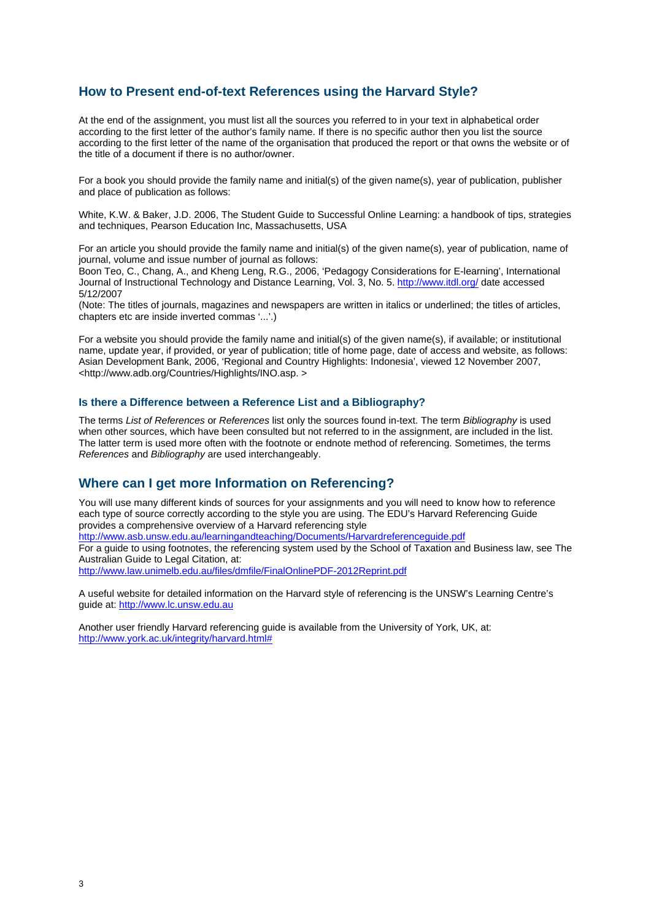## How to Present end-of-text References using the Harvard Style?

At the end of the assignment, you must list all the sources you referred to in your text in alphabetical order according to the first letter of the author's family name. If there is no specific author then you list the source according to the first letter of the name of the organisation that produced the report or that owns the website or of the title of a document if there is no author/owner.

For a book you should provide the family name and initial(s) of the given name(s), year of publication, publisher and place of publication as follows:

White, K.W. & Baker, J.D. 2006, The Student Guide to Successful Online Learning: a handbook of tips, strategies and techniques, Pearson Education Inc, Massachusetts, USA

For an article you should provide the family name and initial(s) of the given name(s), year of publication, name of journal, volume and issue number of journal as follows:
Boon Teo, C., Chang, A., and Kheng Leng, R.G., 2006, 'Pedagogy Considerations for E-learning', International Journal of Instructional Technology and Distance Learning, Vol. 3, No. 5. http://www.itdl.org/ date accessed 5/12/2007
(Note: The titles of journals, magazines and newspapers are written in italics or underlined; the titles of articles, chapters etc are inside inverted commas '...'.)

For a website you should provide the family name and initial(s) of the given name(s), if available; or institutional name, update year, if provided, or year of publication; title of home page, date of access and website, as follows:
Asian Development Bank, 2006, 'Regional and Country Highlights: Indonesia', viewed 12 November 2007, <http://www.adb.org/Countries/Highlights/INO.asp. >

### Is there a Difference between a Reference List and a Bibliography?

The terms *List of References* or *References* list only the sources found in-text. The term *Bibliography* is used when other sources, which have been consulted but not referred to in the assignment, are included in the list. The latter term is used more often with the footnote or endnote method of referencing. Sometimes, the terms *References* and *Bibliography* are used interchangeably.

## Where can I get more Information on Referencing?

You will use many different kinds of sources for your assignments and you will need to know how to reference each type of source correctly according to the style you are using. The EDU's Harvard Referencing Guide provides a comprehensive overview of a Harvard referencing style
http://www.asb.unsw.edu.au/learningandteaching/Documents/Harvardreferenceguide.pdf
For a guide to using footnotes, the referencing system used by the School of Taxation and Business law, see The Australian Guide to Legal Citation, at:
http://www.law.unimelb.edu.au/files/dmfile/FinalOnlinePDF-2012Reprint.pdf

A useful website for detailed information on the Harvard style of referencing is the UNSW's Learning Centre's guide at: http://www.lc.unsw.edu.au

Another user friendly Harvard referencing guide is available from the University of York, UK, at:
http://www.york.ac.uk/integrity/harvard.html#